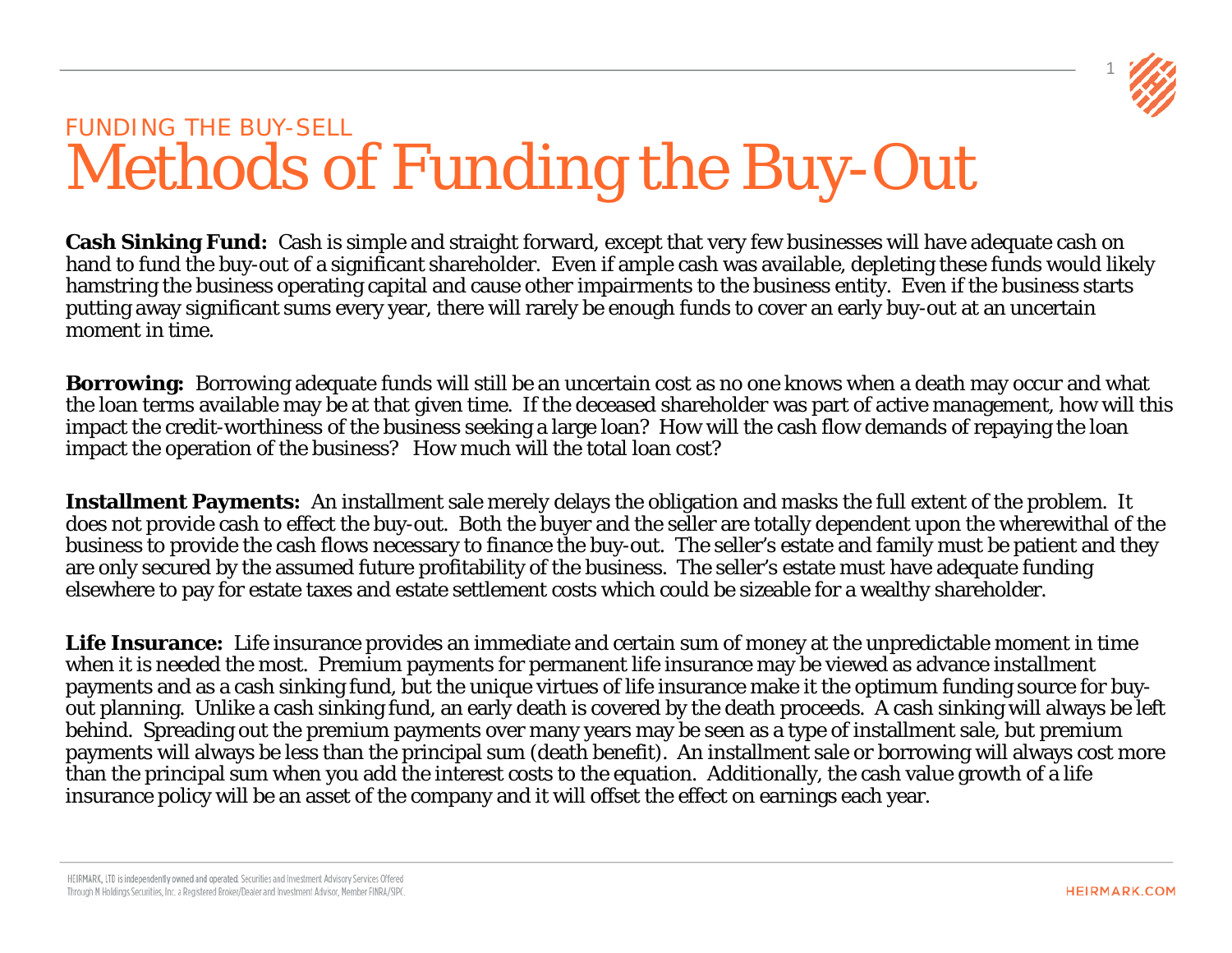FUNDING THE BUY-SELL

# Methods of Funding the Buy-Out

**Cash Sinking Fund:** Cash is simple and straight forward, except that very few businesses will have adequate cash on hand to fund the buy-out of a significant shareholder. Even if ample cash was available, depleting these funds would likely hamstring the business operating capital and cause other impairments to the business entity. Even if the business starts putting away significant sums every year, there will rarely be enough funds to cover an early buy-out at an uncertain moment in time.

**Borrowing:** Borrowing adequate funds will still be an uncertain cost as no one knows when a death may occur and what the loan terms available may be at that given time. If the deceased shareholder was part of active management, how will this impact the credit-worthiness of the business seeking a large loan? How will the cash flow demands of repaying the loan impact the operation of the business? How much will the total loan cost?

**Installment Payments:** An installment sale merely delays the obligation and masks the full extent of the problem. It does not provide cash to effect the buy-out. Both the buyer and the seller are totally dependent upon the wherewithal of the business to provide the cash flows necessary to finance the buy-out. The seller's estate and family must be patient and they are only secured by the assumed future profitability of the business. The seller's estate must have adequate funding elsewhere to pay for estate taxes and estate settlement costs which could be sizeable for a wealthy shareholder.

**Life Insurance:** Life insurance provides an immediate and certain sum of money at the unpredictable moment in time when it is needed the most. Premium payments for permanent life insurance may be viewed as advance installment payments and as a cash sinking fund, but the unique virtues of life insurance make it the optimum funding source for buy-out planning. Unlike a cash sinking fund, an early death is covered by the death proceeds. A cash sinking will always be left behind. Spreading out the premium payments over many years may be seen as a type of installment sale, but premium payments will always be less than the principal sum (death benefit). An installment sale or borrowing will always cost more than the principal sum when you add the interest costs to the equation. Additionally, the cash value growth of a life insurance policy will be an asset of the company and it will offset the effect on earnings each year.

HEIRMARK, LTD is independently owned and operated. Securities and Investment Advisory Services Offered Through M Holdings Securities, Inc. a Registered Broker/Dealer and Investment Advisor, Member FINRA/SIPC.

HEIRMARK.COM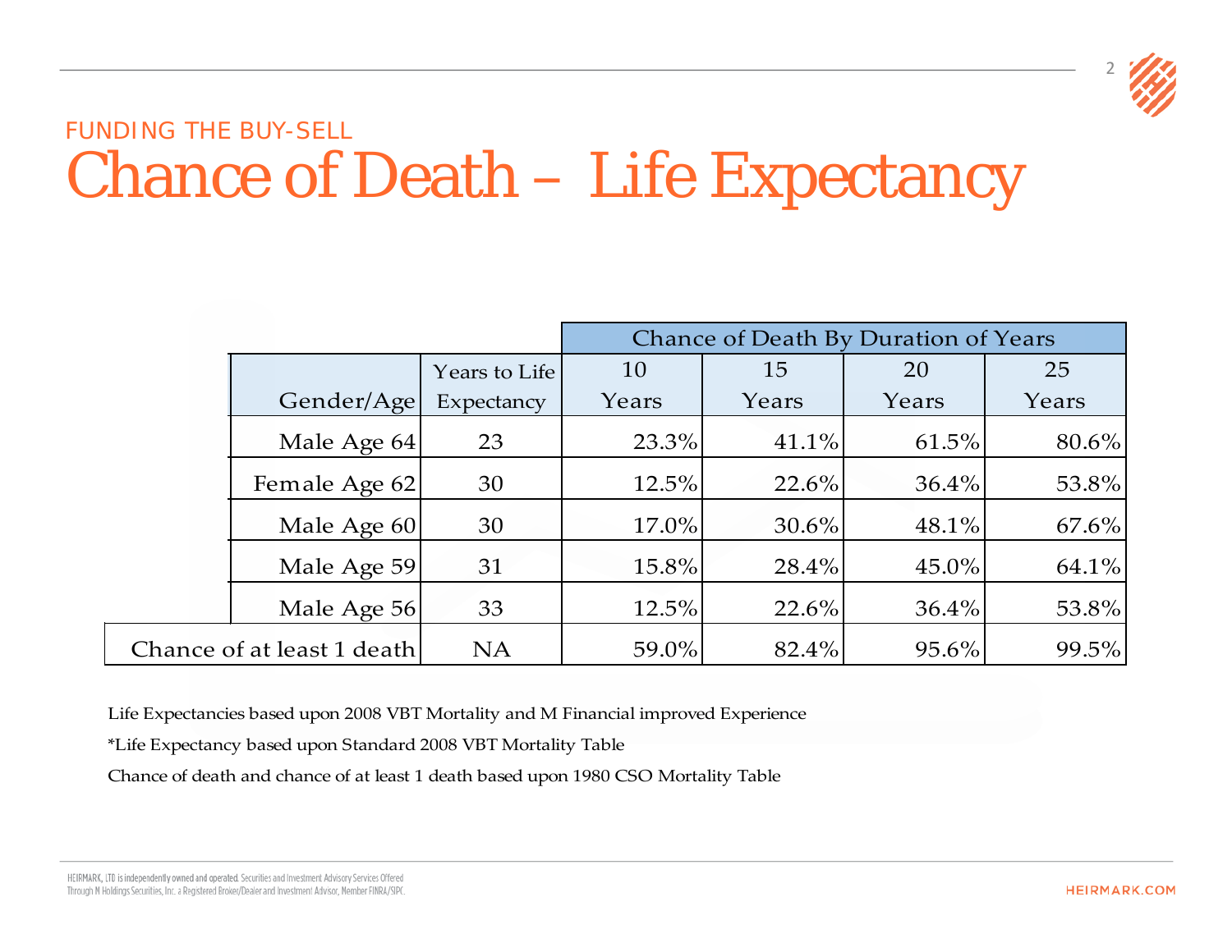FUNDING THE BUY-SELL

# Chance of Death – Life Expectancy

| Gender/Age | Years to Life Expectancy | Chance of Death By Duration of Years | | | |
|---|---|---|---|---|---|
| | | 10 Years | 15 Years | 20 Years | 25 Years |
| Male Age 64 | 23 | 23.3% | 41.1% | 61.5% | 80.6% |
| Female Age 62 | 30 | 12.5% | 22.6% | 36.4% | 53.8% |
| Male Age 60 | 30 | 17.0% | 30.6% | 48.1% | 67.6% |
| Male Age 59 | 31 | 15.8% | 28.4% | 45.0% | 64.1% |
| Male Age 56 | 33 | 12.5% | 22.6% | 36.4% | 53.8% |
| Chance of at least 1 death | NA | 59.0% | 82.4% | 95.6% | 99.5% |

Life Expectancies based upon 2008 VBT Mortality and M Financial improved Experience

*Life Expectancy based upon Standard 2008 VBT Mortality Table

Chance of death and chance of at least 1 death based upon 1980 CSO Mortality Table

HEIRMARK, LTD is independently owned and operated. Securities and Investment Advisory Services Offered Through M Holdings Securities, Inc. a Registered Broker/Dealer and Investment Advisor, Member FINRA/SIPC.

HEIRMARK.COM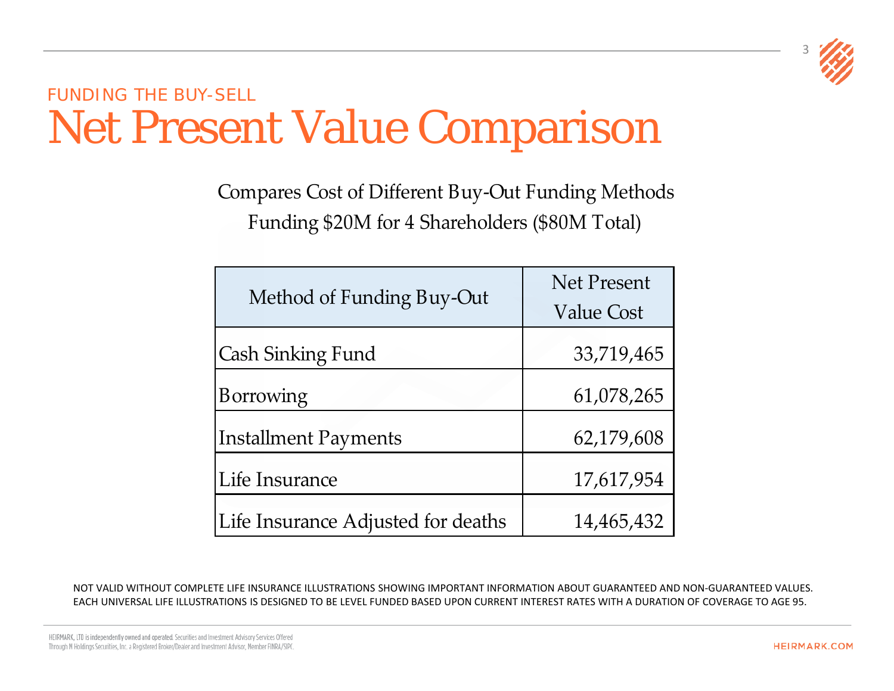FUNDING THE BUY-SELL

# Net Present Value Comparison

Compares Cost of Different Buy-Out Funding Methods
Funding $20M for 4 Shareholders ($80M Total)

| Method of Funding Buy-Out | Net Present Value Cost |
| --- | ---: |
| Cash Sinking Fund | 33,719,465 |
| Borrowing | 61,078,265 |
| Installment Payments | 62,179,608 |
| Life Insurance | 17,617,954 |
| Life Insurance Adjusted for deaths | 14,465,432 |

NOT VALID WITHOUT COMPLETE LIFE INSURANCE ILLUSTRATIONS SHOWING IMPORTANT INFORMATION ABOUT GUARANTEED AND NON-GUARANTEED VALUES. EACH UNIVERSAL LIFE ILLUSTRATIONS IS DESIGNED TO BE LEVEL FUNDED BASED UPON CURRENT INTEREST RATES WITH A DURATION OF COVERAGE TO AGE 95.

HEIRMARK, LTD is independently owned and operated. Securities and Investment Advisory Services Offered Through M Holdings Securities, Inc. a Registered Broker/Dealer and Investment Advisor, Member FINRA/SIPC.

HEIRMARK.COM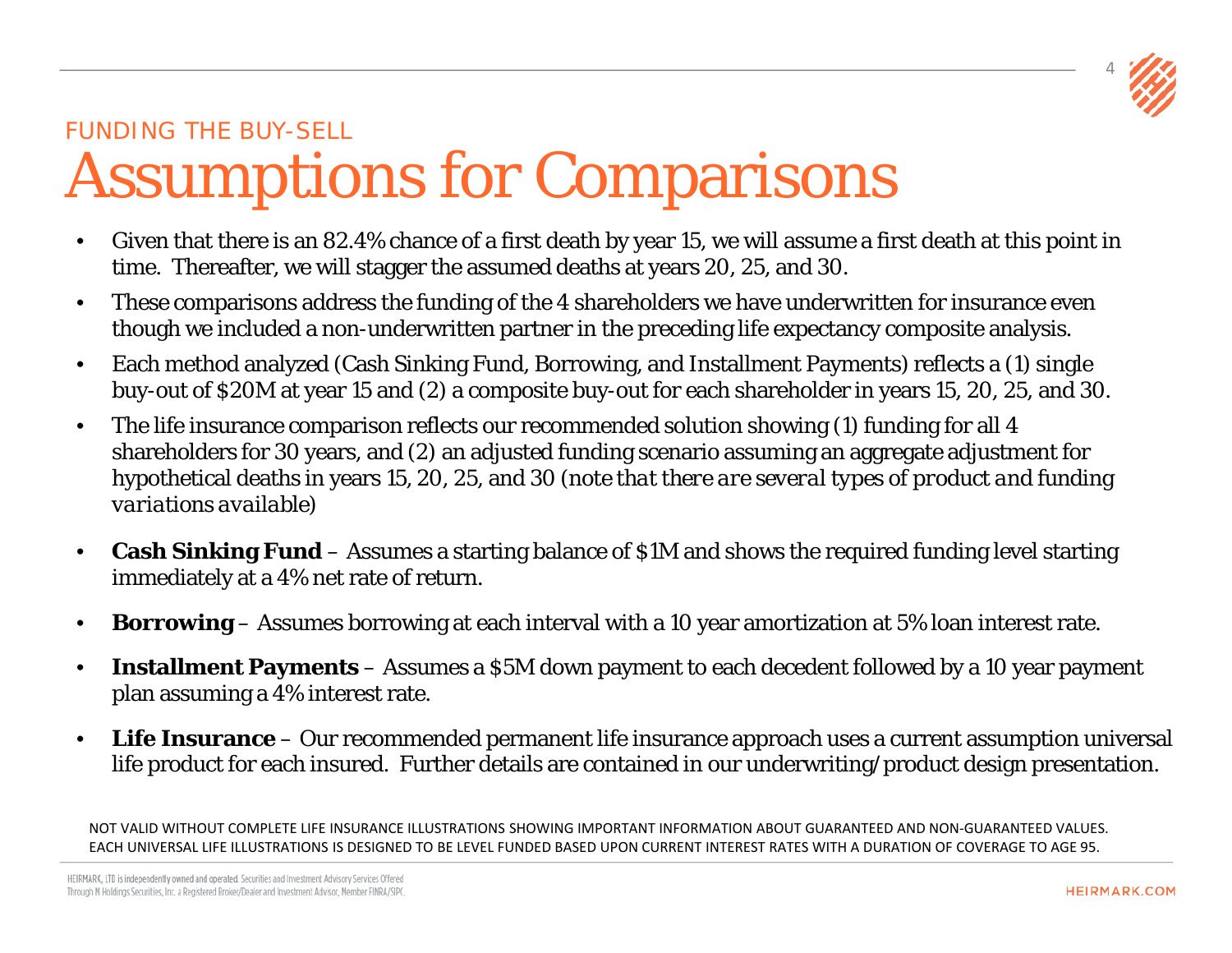FUNDING THE BUY-SELL

# Assumptions for Comparisons

- Given that there is an 82.4% chance of a first death by year 15, we will assume a first death at this point in time. Thereafter, we will stagger the assumed deaths at years 20, 25, and 30.
- These comparisons address the funding of the 4 shareholders we have underwritten for insurance even though we included a non-underwritten partner in the preceding life expectancy composite analysis.
- Each method analyzed (Cash Sinking Fund, Borrowing, and Installment Payments) reflects a (1) single buy-out of $20M at year 15 and (2) a composite buy-out for each shareholder in years 15, 20, 25, and 30.
- The life insurance comparison reflects our recommended solution showing (1) funding for all 4 shareholders for 30 years, and (2) an adjusted funding scenario assuming an aggregate adjustment for hypothetical deaths in years 15, 20, 25, and 30 (*note that there are several types of product and funding variations available*)
- **Cash Sinking Fund** – Assumes a starting balance of $1M and shows the required funding level starting immediately at a 4% net rate of return.
- **Borrowing** – Assumes borrowing at each interval with a 10 year amortization at 5% loan interest rate.
- **Installment Payments** – Assumes a $5M down payment to each decedent followed by a 10 year payment plan assuming a 4% interest rate.
- **Life Insurance** – Our recommended permanent life insurance approach uses a current assumption universal life product for each insured. Further details are contained in our underwriting/product design presentation.

NOT VALID WITHOUT COMPLETE LIFE INSURANCE ILLUSTRATIONS SHOWING IMPORTANT INFORMATION ABOUT GUARANTEED AND NON-GUARANTEED VALUES. EACH UNIVERSAL LIFE ILLUSTRATIONS IS DESIGNED TO BE LEVEL FUNDED BASED UPON CURRENT INTEREST RATES WITH A DURATION OF COVERAGE TO AGE 95.

HEIRMARK, LTD is independently owned and operated. Securities and Investment Advisory Services Offered Through M Holdings Securities, Inc. a Registered Broker/Dealer and Investment Advisor, Member FINRA/SIPC.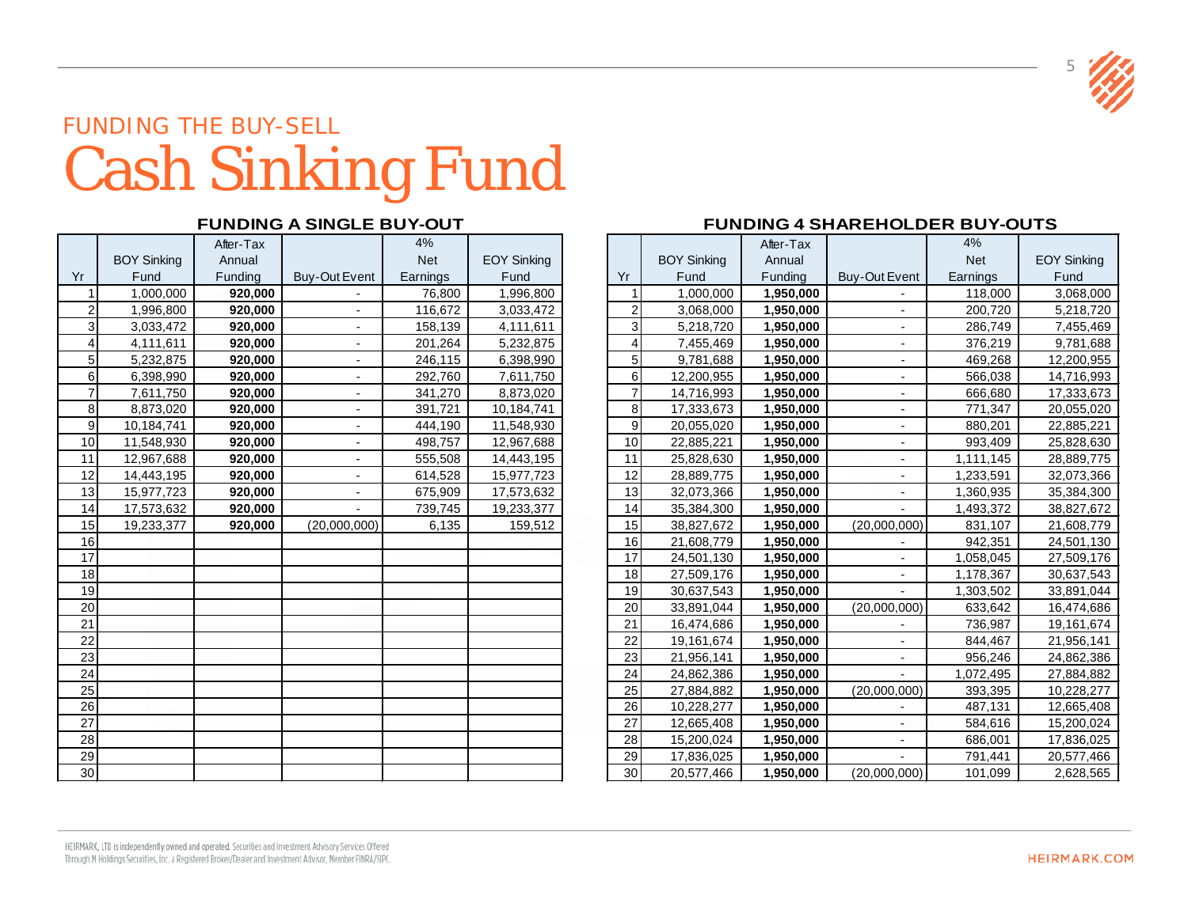## FUNDING THE BUY-SELL

# Cash Sinking Fund

### FUNDING A SINGLE BUY-OUT

| Yr | BOY Sinking Fund | After-Tax Annual Funding | Buy-Out Event | 4% Net Earnings | EOY Sinking Fund |
|---|---|---|---|---|---|
| 1 | 1,000,000 | **920,000** | - | 76,800 | 1,996,800 |
| 2 | 1,996,800 | **920,000** | - | 116,672 | 3,033,472 |
| 3 | 3,033,472 | **920,000** | - | 158,139 | 4,111,611 |
| 4 | 4,111,611 | **920,000** | - | 201,264 | 5,232,875 |
| 5 | 5,232,875 | **920,000** | - | 246,115 | 6,398,990 |
| 6 | 6,398,990 | **920,000** | - | 292,760 | 7,611,750 |
| 7 | 7,611,750 | **920,000** | - | 341,270 | 8,873,020 |
| 8 | 8,873,020 | **920,000** | - | 391,721 | 10,184,741 |
| 9 | 10,184,741 | **920,000** | - | 444,190 | 11,548,930 |
| 10 | 11,548,930 | **920,000** | - | 498,757 | 12,967,688 |
| 11 | 12,967,688 | **920,000** | - | 555,508 | 14,443,195 |
| 12 | 14,443,195 | **920,000** | - | 614,528 | 15,977,723 |
| 13 | 15,977,723 | **920,000** | - | 675,909 | 17,573,632 |
| 14 | 17,573,632 | **920,000** | - | 739,745 | 19,233,377 |
| 15 | 19,233,377 | **920,000** | (20,000,000) | 6,135 | 159,512 |
| 16 | | | | | |
| 17 | | | | | |
| 18 | | | | | |
| 19 | | | | | |
| 20 | | | | | |
| 21 | | | | | |
| 22 | | | | | |
| 23 | | | | | |
| 24 | | | | | |
| 25 | | | | | |
| 26 | | | | | |
| 27 | | | | | |
| 28 | | | | | |
| 29 | | | | | |
| 30 | | | | | |

### FUNDING 4 SHAREHOLDER BUY-OUTS

| Yr | BOY Sinking Fund | After-Tax Annual Funding | Buy-Out Event | 4% Net Earnings | EOY Sinking Fund |
|---|---|---|---|---|---|
| 1 | 1,000,000 | **1,950,000** | - | 118,000 | 3,068,000 |
| 2 | 3,068,000 | **1,950,000** | - | 200,720 | 5,218,720 |
| 3 | 5,218,720 | **1,950,000** | - | 286,749 | 7,455,469 |
| 4 | 7,455,469 | **1,950,000** | - | 376,219 | 9,781,688 |
| 5 | 9,781,688 | **1,950,000** | - | 469,268 | 12,200,955 |
| 6 | 12,200,955 | **1,950,000** | - | 566,038 | 14,716,993 |
| 7 | 14,716,993 | **1,950,000** | - | 666,680 | 17,333,673 |
| 8 | 17,333,673 | **1,950,000** | - | 771,347 | 20,055,020 |
| 9 | 20,055,020 | **1,950,000** | - | 880,201 | 22,885,221 |
| 10 | 22,885,221 | **1,950,000** | - | 993,409 | 25,828,630 |
| 11 | 25,828,630 | **1,950,000** | - | 1,111,145 | 28,889,775 |
| 12 | 28,889,775 | **1,950,000** | - | 1,233,591 | 32,073,366 |
| 13 | 32,073,366 | **1,950,000** | - | 1,360,935 | 35,384,300 |
| 14 | 35,384,300 | **1,950,000** | - | 1,493,372 | 38,827,672 |
| 15 | 38,827,672 | **1,950,000** | (20,000,000) | 831,107 | 21,608,779 |
| 16 | 21,608,779 | **1,950,000** | - | 942,351 | 24,501,130 |
| 17 | 24,501,130 | **1,950,000** | - | 1,058,045 | 27,509,176 |
| 18 | 27,509,176 | **1,950,000** | - | 1,178,367 | 30,637,543 |
| 19 | 30,637,543 | **1,950,000** | - | 1,303,502 | 33,891,044 |
| 20 | 33,891,044 | **1,950,000** | (20,000,000) | 633,642 | 16,474,686 |
| 21 | 16,474,686 | **1,950,000** | - | 736,987 | 19,161,674 |
| 22 | 19,161,674 | **1,950,000** | - | 844,467 | 21,956,141 |
| 23 | 21,956,141 | **1,950,000** | - | 956,246 | 24,862,386 |
| 24 | 24,862,386 | **1,950,000** | - | 1,072,495 | 27,884,882 |
| 25 | 27,884,882 | **1,950,000** | (20,000,000) | 393,395 | 10,228,277 |
| 26 | 10,228,277 | **1,950,000** | - | 487,131 | 12,665,408 |
| 27 | 12,665,408 | **1,950,000** | - | 584,616 | 15,200,024 |
| 28 | 15,200,024 | **1,950,000** | - | 686,001 | 17,836,025 |
| 29 | 17,836,025 | **1,950,000** | - | 791,441 | 20,577,466 |
| 30 | 20,577,466 | **1,950,000** | (20,000,000) | 101,099 | 2,628,565 |

HEIRMARK, LTD is independently owned and operated. Securities and Investment Advisory Services Offered Through M Holdings Securities, Inc. a Registered Broker/Dealer and Investment Advisor, Member FINRA/SIPC.

HEIRMARK.COM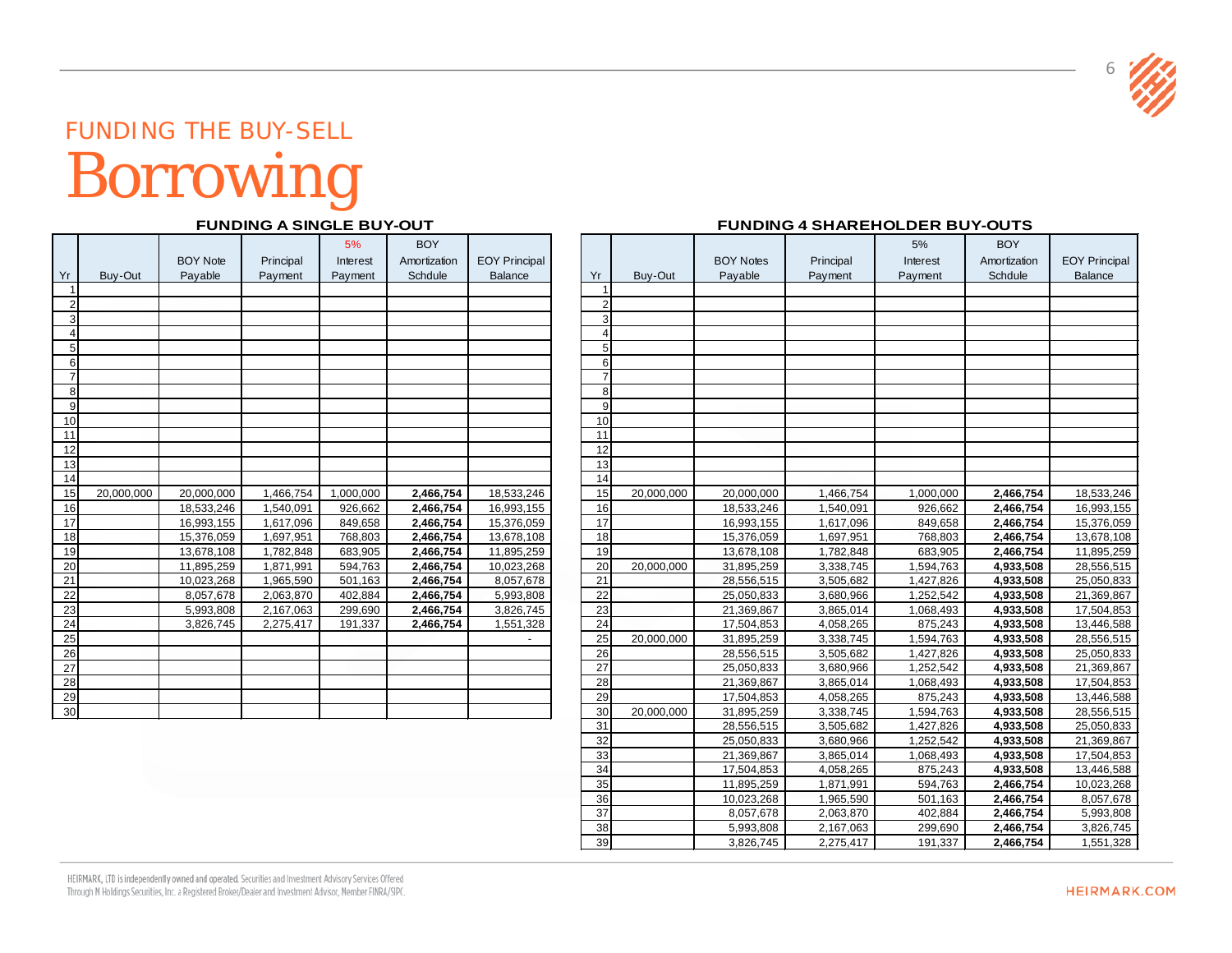## FUNDING THE BUY-SELL

# Borrowing

### FUNDING A SINGLE BUY-OUT

| Yr | Buy-Out | BOY Note Payable | Principal Payment | 5% Interest Payment | BOY Amortization Schdule | EOY Principal Balance |
|---|---|---|---|---|---|---|
| 1 | | | | | | |
| 2 | | | | | | |
| 3 | | | | | | |
| 4 | | | | | | |
| 5 | | | | | | |
| 6 | | | | | | |
| 7 | | | | | | |
| 8 | | | | | | |
| 9 | | | | | | |
| 10 | | | | | | |
| 11 | | | | | | |
| 12 | | | | | | |
| 13 | | | | | | |
| 14 | | | | | | |
| 15 | 20,000,000 | 20,000,000 | 1,466,754 | 1,000,000 | **2,466,754** | 18,533,246 |
| 16 | | 18,533,246 | 1,540,091 | 926,662 | **2,466,754** | 16,993,155 |
| 17 | | 16,993,155 | 1,617,096 | 849,658 | **2,466,754** | 15,376,059 |
| 18 | | 15,376,059 | 1,697,951 | 768,803 | **2,466,754** | 13,678,108 |
| 19 | | 13,678,108 | 1,782,848 | 683,905 | **2,466,754** | 11,895,259 |
| 20 | | 11,895,259 | 1,871,991 | 594,763 | **2,466,754** | 10,023,268 |
| 21 | | 10,023,268 | 1,965,590 | 501,163 | **2,466,754** | 8,057,678 |
| 22 | | 8,057,678 | 2,063,870 | 402,884 | **2,466,754** | 5,993,808 |
| 23 | | 5,993,808 | 2,167,063 | 299,690 | **2,466,754** | 3,826,745 |
| 24 | | 3,826,745 | 2,275,417 | 191,337 | **2,466,754** | 1,551,328 |
| 25 | | | | | | - |
| 26 | | | | | | |
| 27 | | | | | | |
| 28 | | | | | | |
| 29 | | | | | | |
| 30 | | | | | | |

### FUNDING 4 SHAREHOLDER BUY-OUTS

| Yr | Buy-Out | BOY Notes Payable | Principal Payment | 5% Interest Payment | BOY Amortization Schdule | EOY Principal Balance |
|---|---|---|---|---|---|---|
| 1 | | | | | | |
| 2 | | | | | | |
| 3 | | | | | | |
| 4 | | | | | | |
| 5 | | | | | | |
| 6 | | | | | | |
| 7 | | | | | | |
| 8 | | | | | | |
| 9 | | | | | | |
| 10 | | | | | | |
| 11 | | | | | | |
| 12 | | | | | | |
| 13 | | | | | | |
| 14 | | | | | | |
| 15 | 20,000,000 | 20,000,000 | 1,466,754 | 1,000,000 | **2,466,754** | 18,533,246 |
| 16 | | 18,533,246 | 1,540,091 | 926,662 | **2,466,754** | 16,993,155 |
| 17 | | 16,993,155 | 1,617,096 | 849,658 | **2,466,754** | 15,376,059 |
| 18 | | 15,376,059 | 1,697,951 | 768,803 | **2,466,754** | 13,678,108 |
| 19 | | 13,678,108 | 1,782,848 | 683,905 | **2,466,754** | 11,895,259 |
| 20 | 20,000,000 | 31,895,259 | 3,338,745 | 1,594,763 | **4,933,508** | 28,556,515 |
| 21 | | 28,556,515 | 3,505,682 | 1,427,826 | **4,933,508** | 25,050,833 |
| 22 | | 25,050,833 | 3,680,966 | 1,252,542 | **4,933,508** | 21,369,867 |
| 23 | | 21,369,867 | 3,865,014 | 1,068,493 | **4,933,508** | 17,504,853 |
| 24 | | 17,504,853 | 4,058,265 | 875,243 | **4,933,508** | 13,446,588 |
| 25 | 20,000,000 | 31,895,259 | 3,338,745 | 1,594,763 | **4,933,508** | 28,556,515 |
| 26 | | 28,556,515 | 3,505,682 | 1,427,826 | **4,933,508** | 25,050,833 |
| 27 | | 25,050,833 | 3,680,966 | 1,252,542 | **4,933,508** | 21,369,867 |
| 28 | | 21,369,867 | 3,865,014 | 1,068,493 | **4,933,508** | 17,504,853 |
| 29 | | 17,504,853 | 4,058,265 | 875,243 | **4,933,508** | 13,446,588 |
| 30 | 20,000,000 | 31,895,259 | 3,338,745 | 1,594,763 | **4,933,508** | 28,556,515 |
| 31 | | 28,556,515 | 3,505,682 | 1,427,826 | **4,933,508** | 25,050,833 |
| 32 | | 25,050,833 | 3,680,966 | 1,252,542 | **4,933,508** | 21,369,867 |
| 33 | | 21,369,867 | 3,865,014 | 1,068,493 | **4,933,508** | 17,504,853 |
| 34 | | 17,504,853 | 4,058,265 | 875,243 | **4,933,508** | 13,446,588 |
| 35 | | 11,895,259 | 1,871,991 | 594,763 | **2,466,754** | 10,023,268 |
| 36 | | 10,023,268 | 1,965,590 | 501,163 | **2,466,754** | 8,057,678 |
| 37 | | 8,057,678 | 2,063,870 | 402,884 | **2,466,754** | 5,993,808 |
| 38 | | 5,993,808 | 2,167,063 | 299,690 | **2,466,754** | 3,826,745 |
| 39 | | 3,826,745 | 2,275,417 | 191,337 | **2,466,754** | 1,551,328 |

HEIRMARK, LTD is independently owned and operated. Securities and Investment Advisory Services Offered Through M Holdings Securities, Inc. a Registered Broker/Dealer and Investment Advisor, Member FINRA/SIPC.

HEIRMARK.COM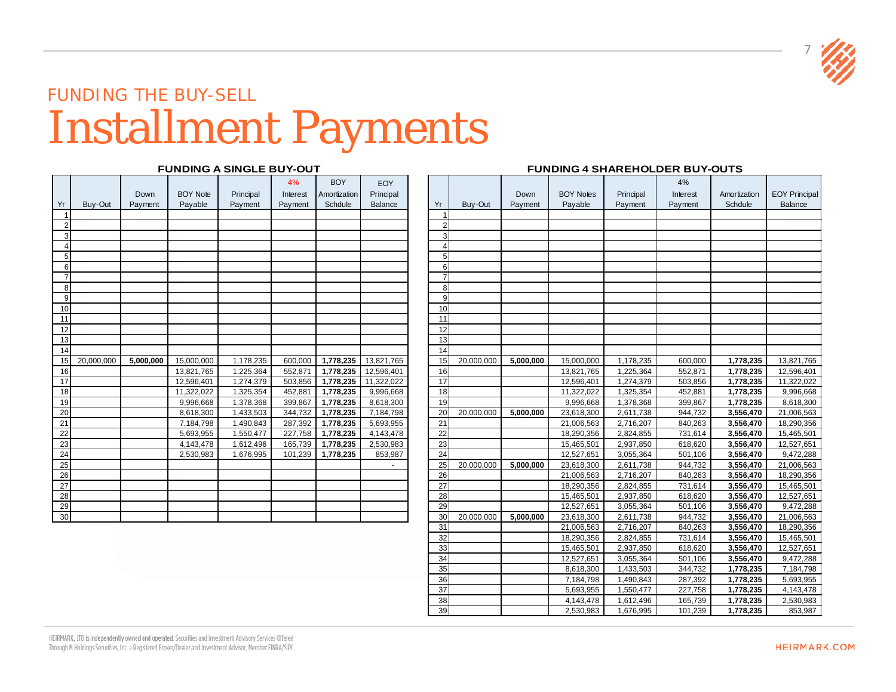FUNDING THE BUY-SELL

# Installment Payments

### FUNDING A SINGLE BUY-OUT

| Yr | Buy-Out | Down Payment | BOY Note Payable | Principal Payment | 4% Interest Payment | BOY Amortization Schdule | EOY Principal Balance |
|---|---|---|---|---|---|---|---|
| 1 | | | | | | | |
| 2 | | | | | | | |
| 3 | | | | | | | |
| 4 | | | | | | | |
| 5 | | | | | | | |
| 6 | | | | | | | |
| 7 | | | | | | | |
| 8 | | | | | | | |
| 9 | | | | | | | |
| 10 | | | | | | | |
| 11 | | | | | | | |
| 12 | | | | | | | |
| 13 | | | | | | | |
| 14 | | | | | | | |
| 15 | 20,000,000 | **5,000,000** | 15,000,000 | 1,178,235 | 600,000 | **1,778,235** | 13,821,765 |
| 16 | | | 13,821,765 | 1,225,364 | 552,871 | **1,778,235** | 12,596,401 |
| 17 | | | 12,596,401 | 1,274,379 | 503,856 | **1,778,235** | 11,322,022 |
| 18 | | | 11,322,022 | 1,325,354 | 452,881 | **1,778,235** | 9,996,668 |
| 19 | | | 9,996,668 | 1,378,368 | 399,867 | **1,778,235** | 8,618,300 |
| 20 | | | 8,618,300 | 1,433,503 | 344,732 | **1,778,235** | 7,184,798 |
| 21 | | | 7,184,798 | 1,490,843 | 287,392 | **1,778,235** | 5,693,955 |
| 22 | | | 5,693,955 | 1,550,477 | 227,758 | **1,778,235** | 4,143,478 |
| 23 | | | 4,143,478 | 1,612,496 | 165,739 | **1,778,235** | 2,530,983 |
| 24 | | | 2,530,983 | 1,676,995 | 101,239 | **1,778,235** | 853,987 |
| 25 | | | | | | | - |
| 26 | | | | | | | |
| 27 | | | | | | | |
| 28 | | | | | | | |
| 29 | | | | | | | |
| 30 | | | | | | | |

### FUNDING 4 SHAREHOLDER BUY-OUTS

| Yr | Buy-Out | Down Payment | BOY Notes Payable | Principal Payment | 4% Interest Payment | Amortization Schdule | EOY Principal Balance |
|---|---|---|---|---|---|---|---|
| 1 | | | | | | | |
| 2 | | | | | | | |
| 3 | | | | | | | |
| 4 | | | | | | | |
| 5 | | | | | | | |
| 6 | | | | | | | |
| 7 | | | | | | | |
| 8 | | | | | | | |
| 9 | | | | | | | |
| 10 | | | | | | | |
| 11 | | | | | | | |
| 12 | | | | | | | |
| 13 | | | | | | | |
| 14 | | | | | | | |
| 15 | 20,000,000 | **5,000,000** | 15,000,000 | 1,178,235 | 600,000 | **1,778,235** | 13,821,765 |
| 16 | | | 13,821,765 | 1,225,364 | 552,871 | **1,778,235** | 12,596,401 |
| 17 | | | 12,596,401 | 1,274,379 | 503,856 | **1,778,235** | 11,322,022 |
| 18 | | | 11,322,022 | 1,325,354 | 452,881 | **1,778,235** | 9,996,668 |
| 19 | | | 9,996,668 | 1,378,368 | 399,867 | **1,778,235** | 8,618,300 |
| 20 | 20,000,000 | **5,000,000** | 23,618,300 | 2,611,738 | 944,732 | **3,556,470** | 21,006,563 |
| 21 | | | 21,006,563 | 2,716,207 | 840,263 | **3,556,470** | 18,290,356 |
| 22 | | | 18,290,356 | 2,824,855 | 731,614 | **3,556,470** | 15,465,501 |
| 23 | | | 15,465,501 | 2,937,850 | 618,620 | **3,556,470** | 12,527,651 |
| 24 | | | 12,527,651 | 3,055,364 | 501,106 | **3,556,470** | 9,472,288 |
| 25 | 20,000,000 | **5,000,000** | 23,618,300 | 2,611,738 | 944,732 | **3,556,470** | 21,006,563 |
| 26 | | | 21,006,563 | 2,716,207 | 840,263 | **3,556,470** | 18,290,356 |
| 27 | | | 18,290,356 | 2,824,855 | 731,614 | **3,556,470** | 15,465,501 |
| 28 | | | 15,465,501 | 2,937,850 | 618,620 | **3,556,470** | 12,527,651 |
| 29 | | | 12,527,651 | 3,055,364 | 501,106 | **3,556,470** | 9,472,288 |
| 30 | 20,000,000 | **5,000,000** | 23,618,300 | 2,611,738 | 944,732 | **3,556,470** | 21,006,563 |
| 31 | | | 21,006,563 | 2,716,207 | 840,263 | **3,556,470** | 18,290,356 |
| 32 | | | 18,290,356 | 2,824,855 | 731,614 | **3,556,470** | 15,465,501 |
| 33 | | | 15,465,501 | 2,937,850 | 618,620 | **3,556,470** | 12,527,651 |
| 34 | | | 12,527,651 | 3,055,364 | 501,106 | **3,556,470** | 9,472,288 |
| 35 | | | 8,618,300 | 1,433,503 | 344,732 | **1,778,235** | 7,184,798 |
| 36 | | | 7,184,798 | 1,490,843 | 287,392 | **1,778,235** | 5,693,955 |
| 37 | | | 5,693,955 | 1,550,477 | 227,758 | **1,778,235** | 4,143,478 |
| 38 | | | 4,143,478 | 1,612,496 | 165,739 | **1,778,235** | 2,530,983 |
| 39 | | | 2,530,983 | 1,676,995 | 101,239 | **1,778,235** | 853,987 |

HEIRMARK, LTD is independently owned and operated. Securities and Investment Advisory Services Offered Through M Holdings Securities, Inc. a Registered Broker/Dealer and Investment Advisor, Member FINRA/SIPC.

HEIRMARK.COM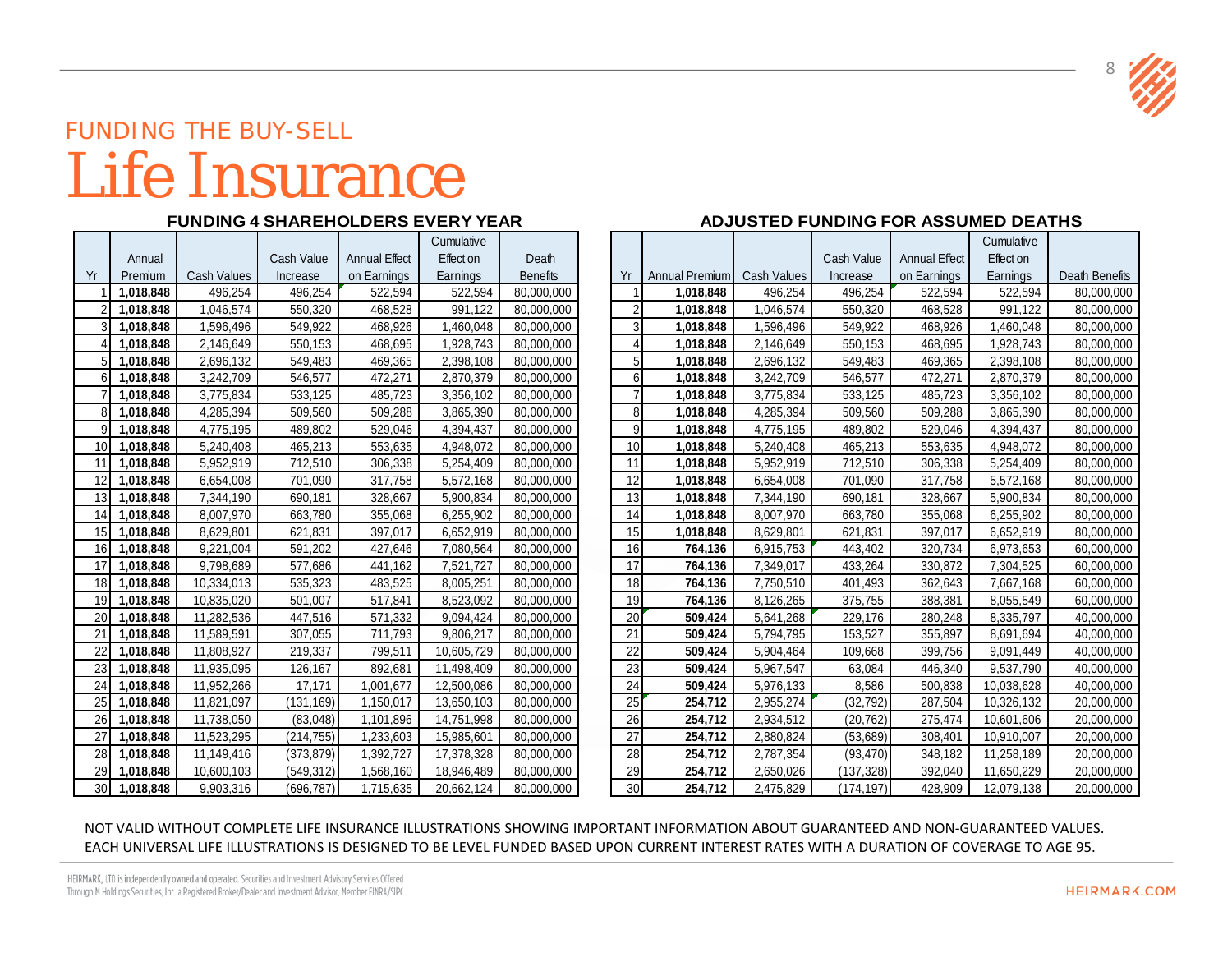## FUNDING THE BUY-SELL

# Life Insurance

### FUNDING 4 SHAREHOLDERS EVERY YEAR

| Yr | Annual Premium | Cash Values | Cash Value Increase | Annual Effect on Earnings | Cumulative Effect on Earnings | Death Benefits |
|---|---|---|---|---|---|---|
| 1 | **1,018,848** | 496,254 | 496,254 | 522,594 | 522,594 | 80,000,000 |
| 2 | **1,018,848** | 1,046,574 | 550,320 | 468,528 | 991,122 | 80,000,000 |
| 3 | **1,018,848** | 1,596,496 | 549,922 | 468,926 | 1,460,048 | 80,000,000 |
| 4 | **1,018,848** | 2,146,649 | 550,153 | 468,695 | 1,928,743 | 80,000,000 |
| 5 | **1,018,848** | 2,696,132 | 549,483 | 469,365 | 2,398,108 | 80,000,000 |
| 6 | **1,018,848** | 3,242,709 | 546,577 | 472,271 | 2,870,379 | 80,000,000 |
| 7 | **1,018,848** | 3,775,834 | 533,125 | 485,723 | 3,356,102 | 80,000,000 |
| 8 | **1,018,848** | 4,285,394 | 509,560 | 509,288 | 3,865,390 | 80,000,000 |
| 9 | **1,018,848** | 4,775,195 | 489,802 | 529,046 | 4,394,437 | 80,000,000 |
| 10 | **1,018,848** | 5,240,408 | 465,213 | 553,635 | 4,948,072 | 80,000,000 |
| 11 | **1,018,848** | 5,952,919 | 712,510 | 306,338 | 5,254,409 | 80,000,000 |
| 12 | **1,018,848** | 6,654,008 | 701,090 | 317,758 | 5,572,168 | 80,000,000 |
| 13 | **1,018,848** | 7,344,190 | 690,181 | 328,667 | 5,900,834 | 80,000,000 |
| 14 | **1,018,848** | 8,007,970 | 663,780 | 355,068 | 6,255,902 | 80,000,000 |
| 15 | **1,018,848** | 8,629,801 | 621,831 | 397,017 | 6,652,919 | 80,000,000 |
| 16 | **1,018,848** | 9,221,004 | 591,202 | 427,646 | 7,080,564 | 80,000,000 |
| 17 | **1,018,848** | 9,798,689 | 577,686 | 441,162 | 7,521,727 | 80,000,000 |
| 18 | **1,018,848** | 10,334,013 | 535,323 | 483,525 | 8,005,251 | 80,000,000 |
| 19 | **1,018,848** | 10,835,020 | 501,007 | 517,841 | 8,523,092 | 80,000,000 |
| 20 | **1,018,848** | 11,282,536 | 447,516 | 571,332 | 9,094,424 | 80,000,000 |
| 21 | **1,018,848** | 11,589,591 | 307,055 | 711,793 | 9,806,217 | 80,000,000 |
| 22 | **1,018,848** | 11,808,927 | 219,337 | 799,511 | 10,605,729 | 80,000,000 |
| 23 | **1,018,848** | 11,935,095 | 126,167 | 892,681 | 11,498,409 | 80,000,000 |
| 24 | **1,018,848** | 11,952,266 | 17,171 | 1,001,677 | 12,500,086 | 80,000,000 |
| 25 | **1,018,848** | 11,821,097 | (131,169) | 1,150,017 | 13,650,103 | 80,000,000 |
| 26 | **1,018,848** | 11,738,050 | (83,048) | 1,101,896 | 14,751,998 | 80,000,000 |
| 27 | **1,018,848** | 11,523,295 | (214,755) | 1,233,603 | 15,985,601 | 80,000,000 |
| 28 | **1,018,848** | 11,149,416 | (373,879) | 1,392,727 | 17,378,328 | 80,000,000 |
| 29 | **1,018,848** | 10,600,103 | (549,312) | 1,568,160 | 18,946,489 | 80,000,000 |
| 30 | **1,018,848** | 9,903,316 | (696,787) | 1,715,635 | 20,662,124 | 80,000,000 |

### ADJUSTED FUNDING FOR ASSUMED DEATHS

| Yr | Annual Premium | Cash Values | Cash Value Increase | Annual Effect on Earnings | Cumulative Effect on Earnings | Death Benefits |
|---|---|---|---|---|---|---|
| 1 | **1,018,848** | 496,254 | 496,254 | 522,594 | 522,594 | 80,000,000 |
| 2 | **1,018,848** | 1,046,574 | 550,320 | 468,528 | 991,122 | 80,000,000 |
| 3 | **1,018,848** | 1,596,496 | 549,922 | 468,926 | 1,460,048 | 80,000,000 |
| 4 | **1,018,848** | 2,146,649 | 550,153 | 468,695 | 1,928,743 | 80,000,000 |
| 5 | **1,018,848** | 2,696,132 | 549,483 | 469,365 | 2,398,108 | 80,000,000 |
| 6 | **1,018,848** | 3,242,709 | 546,577 | 472,271 | 2,870,379 | 80,000,000 |
| 7 | **1,018,848** | 3,775,834 | 533,125 | 485,723 | 3,356,102 | 80,000,000 |
| 8 | **1,018,848** | 4,285,394 | 509,560 | 509,288 | 3,865,390 | 80,000,000 |
| 9 | **1,018,848** | 4,775,195 | 489,802 | 529,046 | 4,394,437 | 80,000,000 |
| 10 | **1,018,848** | 5,240,408 | 465,213 | 553,635 | 4,948,072 | 80,000,000 |
| 11 | **1,018,848** | 5,952,919 | 712,510 | 306,338 | 5,254,409 | 80,000,000 |
| 12 | **1,018,848** | 6,654,008 | 701,090 | 317,758 | 5,572,168 | 80,000,000 |
| 13 | **1,018,848** | 7,344,190 | 690,181 | 328,667 | 5,900,834 | 80,000,000 |
| 14 | **1,018,848** | 8,007,970 | 663,780 | 355,068 | 6,255,902 | 80,000,000 |
| 15 | **1,018,848** | 8,629,801 | 621,831 | 397,017 | 6,652,919 | 80,000,000 |
| 16 | **764,136** | 6,915,753 | 443,402 | 320,734 | 6,973,653 | 60,000,000 |
| 17 | **764,136** | 7,349,017 | 433,264 | 330,872 | 7,304,525 | 60,000,000 |
| 18 | **764,136** | 7,750,510 | 401,493 | 362,643 | 7,667,168 | 60,000,000 |
| 19 | **764,136** | 8,126,265 | 375,755 | 388,381 | 8,055,549 | 60,000,000 |
| 20 | **509,424** | 5,641,268 | 229,176 | 280,248 | 8,335,797 | 40,000,000 |
| 21 | **509,424** | 5,794,795 | 153,527 | 355,897 | 8,691,694 | 40,000,000 |
| 22 | **509,424** | 5,904,464 | 109,668 | 399,756 | 9,091,449 | 40,000,000 |
| 23 | **509,424** | 5,967,547 | 63,084 | 446,340 | 9,537,790 | 40,000,000 |
| 24 | **509,424** | 5,976,133 | 8,586 | 500,838 | 10,038,628 | 40,000,000 |
| 25 | **254,712** | 2,955,274 | (32,792) | 287,504 | 10,326,132 | 20,000,000 |
| 26 | **254,712** | 2,934,512 | (20,762) | 275,474 | 10,601,606 | 20,000,000 |
| 27 | **254,712** | 2,880,824 | (53,689) | 308,401 | 10,910,007 | 20,000,000 |
| 28 | **254,712** | 2,787,354 | (93,470) | 348,182 | 11,258,189 | 20,000,000 |
| 29 | **254,712** | 2,650,026 | (137,328) | 392,040 | 11,650,229 | 20,000,000 |
| 30 | **254,712** | 2,475,829 | (174,197) | 428,909 | 12,079,138 | 20,000,000 |

NOT VALID WITHOUT COMPLETE LIFE INSURANCE ILLUSTRATIONS SHOWING IMPORTANT INFORMATION ABOUT GUARANTEED AND NON-GUARANTEED VALUES.
EACH UNIVERSAL LIFE ILLUSTRATIONS IS DESIGNED TO BE LEVEL FUNDED BASED UPON CURRENT INTEREST RATES WITH A DURATION OF COVERAGE TO AGE 95.

HEIRMARK, LTD is independently owned and operated. Securities and Investment Advisory Services Offered Through M Holdings Securities, Inc. a Registered Broker/Dealer and Investment Advisor, Member FINRA/SIPC.

HEIRMARK.COM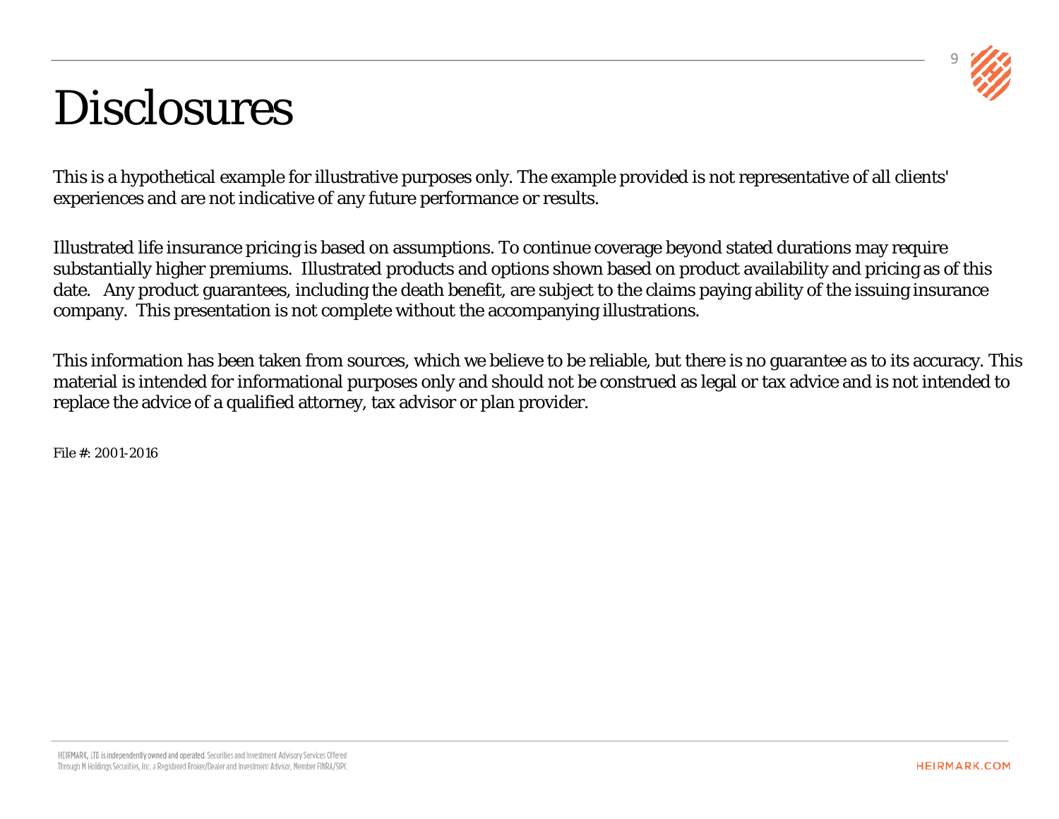# Disclosures

This is a hypothetical example for illustrative purposes only. The example provided is not representative of all clients' experiences and are not indicative of any future performance or results.

Illustrated life insurance pricing is based on assumptions. To continue coverage beyond stated durations may require substantially higher premiums. Illustrated products and options shown based on product availability and pricing as of this date. Any product guarantees, including the death benefit, are subject to the claims paying ability of the issuing insurance company. This presentation is not complete without the accompanying illustrations.

This information has been taken from sources, which we believe to be reliable, but there is no guarantee as to its accuracy. This material is intended for informational purposes only and should not be construed as legal or tax advice and is not intended to replace the advice of a qualified attorney, tax advisor or plan provider.

File #: 2001-2016

HEIRMARK, LTD is independently owned and operated. Securities and Investment Advisory Services Offered Through M Holdings Securities, Inc. a Registered Broker/Dealer and Investment Advisor, Member FINRA/SIPC.

HEIRMARK.COM